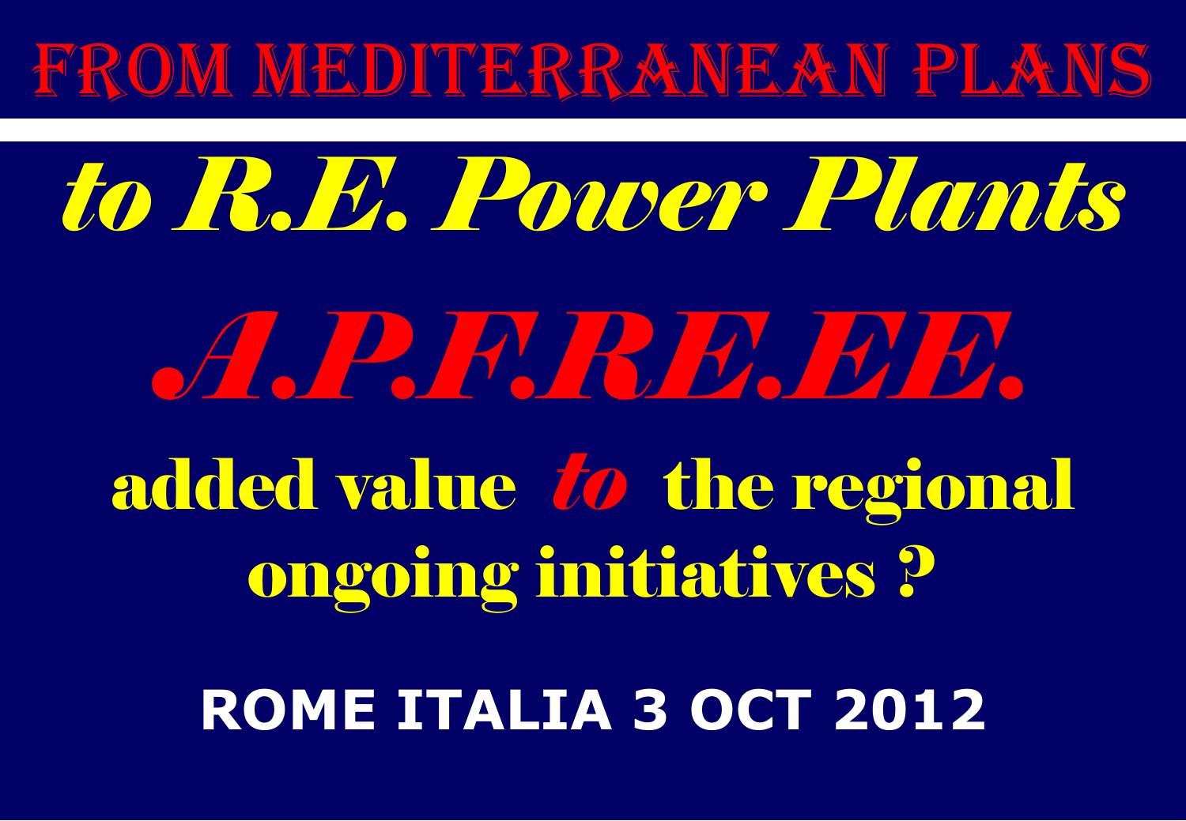# FROM MEDITERRANEAN PLANS

# *to R.E. Power Plants*

# *A.P.F.RE.EE.*

## added value *to* the regional ongoing initiatives ?

**ROME ITALIA 3 OCT 2012**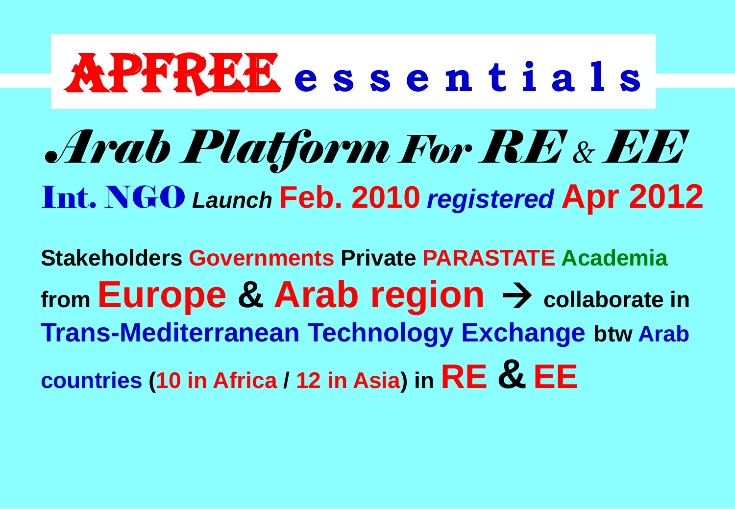# APFREE essentials

## *Arab Platform For RE & EE*

**Int. NGO** ***Launch*** **Feb. 2010** ***registered*** **Apr 2012**

**Stakeholders Governments Private PARASTATE Academia from Europe & Arab region → collaborate in Trans-Mediterranean Technology Exchange btw Arab countries (10 in Africa / 12 in Asia) in RE & EE**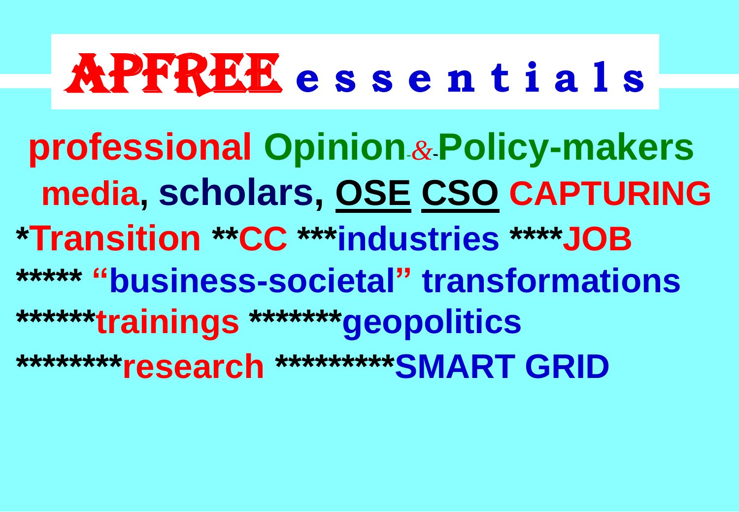# APFREE essentials

**professional Opinion-&-Policy-makers**

**media, scholars, OSE CSO CAPTURING**

**\*Transition \*\*CC \*\*\*industries \*\*\*\*JOB**

**\*\*\*\*\* "business-societal" transformations**

**\*\*\*\*\*\*trainings \*\*\*\*\*\*\*geopolitics**

**\*\*\*\*\*\*\*\*research \*\*\*\*\*\*\*\*\*SMART GRID**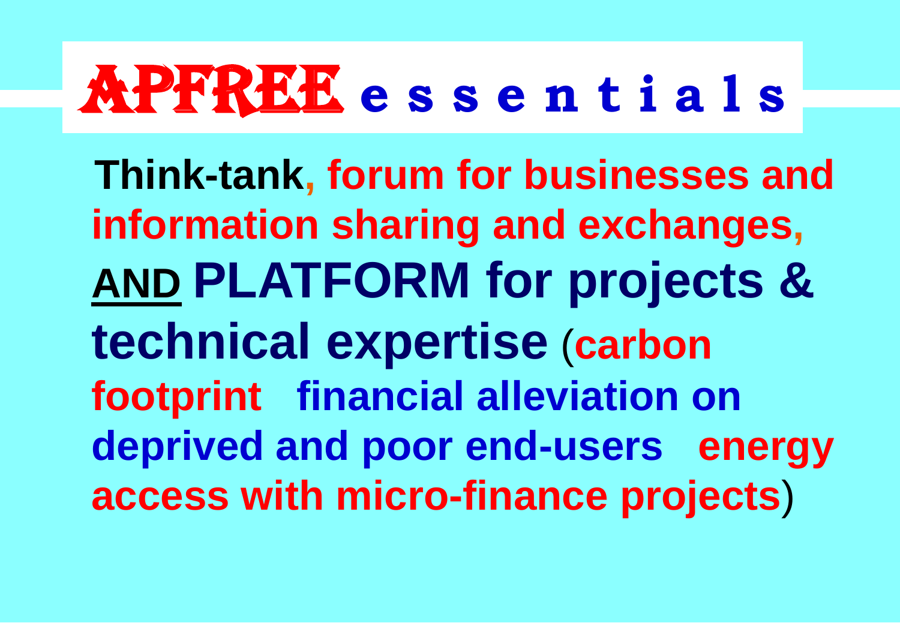# APFREE e s s e n t i a l s

**Think-tank, forum for businesses and information sharing and exchanges, AND PLATFORM for projects & technical expertise (carbon footprint financial alleviation on deprived and poor end-users energy access with micro-finance projects)**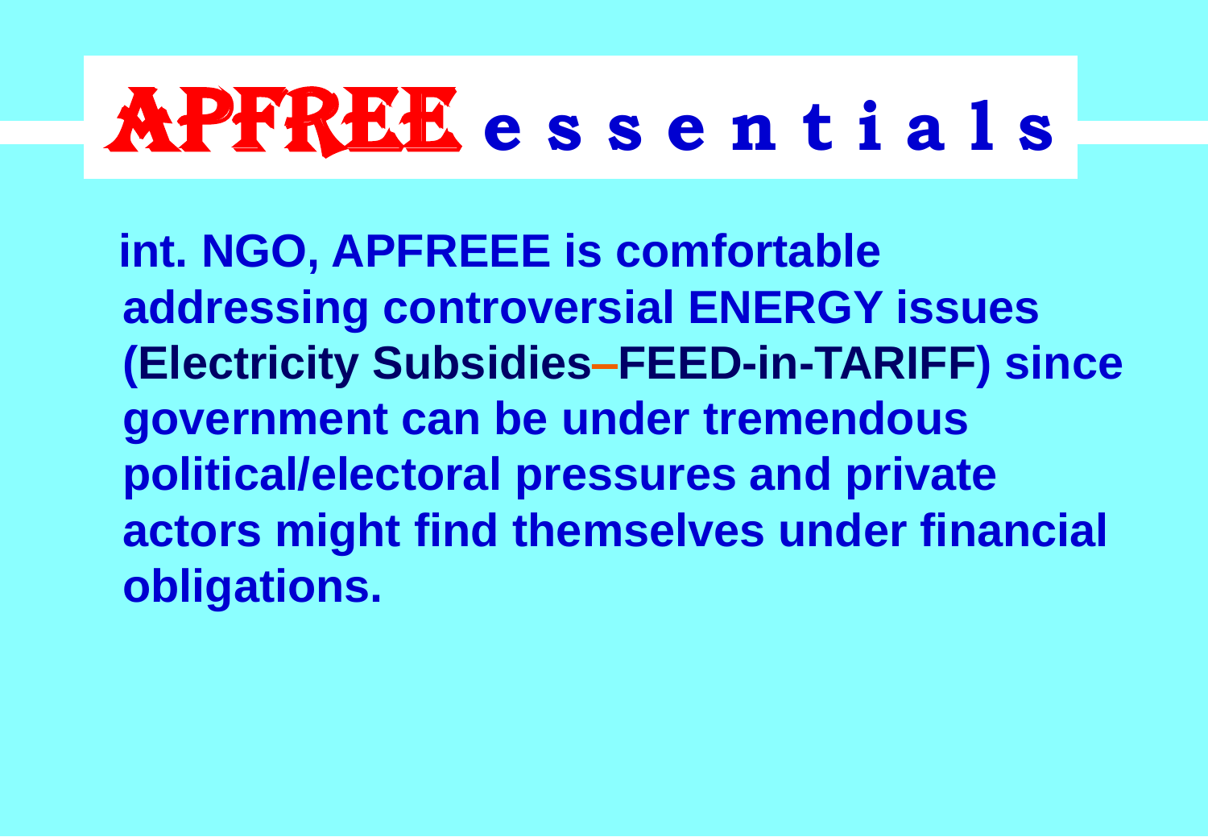# APFREE essentials

**int. NGO, APFREEE is comfortable addressing controversial ENERGY issues (Electricity Subsidies–FEED-in-TARIFF) since government can be under tremendous political/electoral pressures and private actors might find themselves under financial obligations.**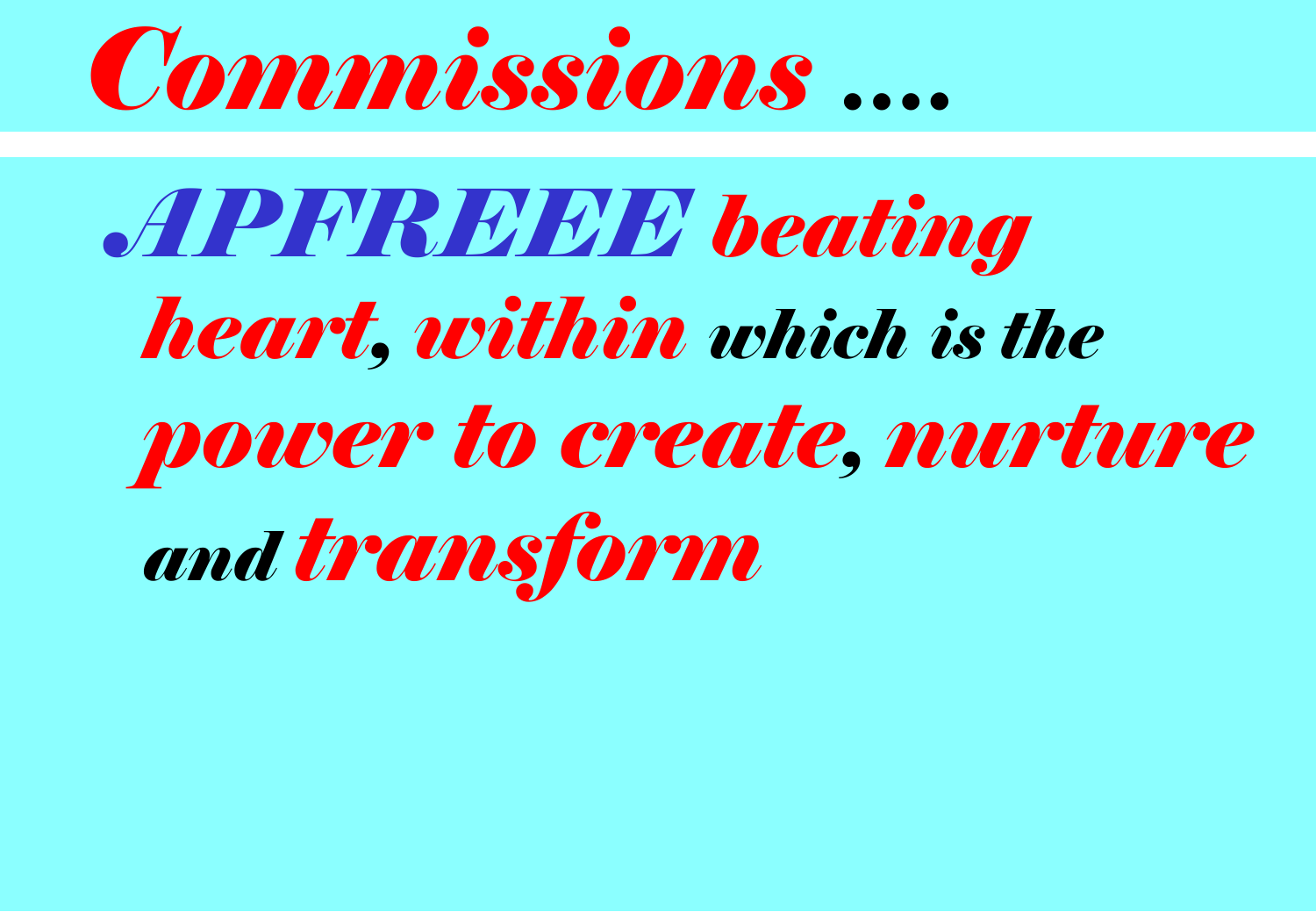# Commissions ….

***APFREEE beating heart, within which is the power to create, nurture and transform***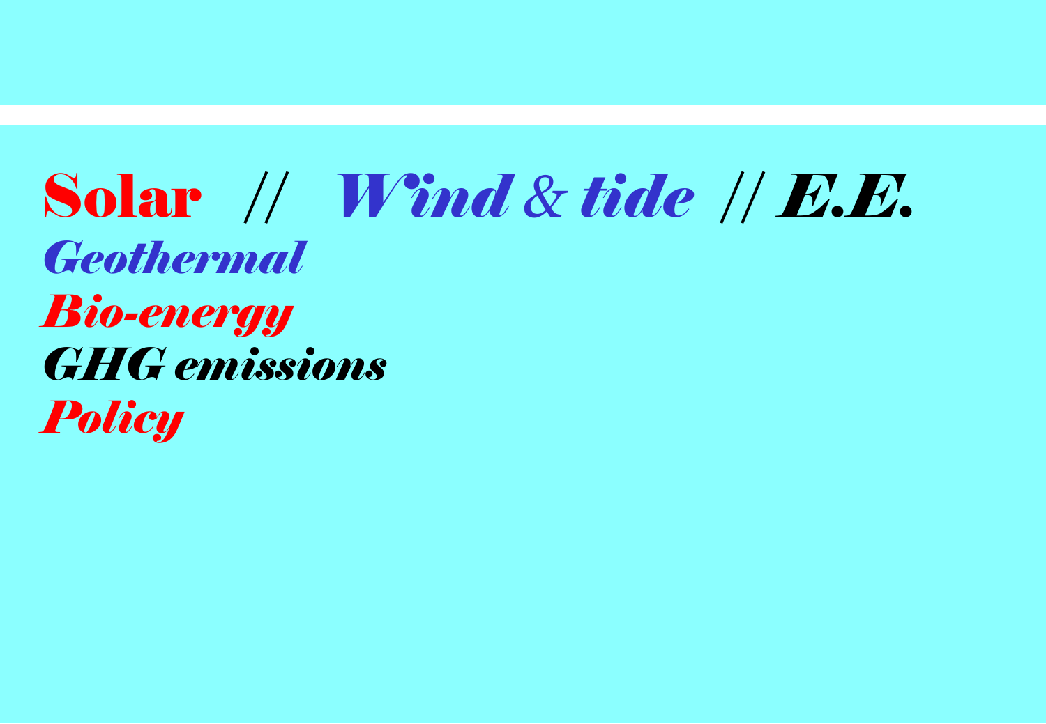**Solar** // ***Wind & tide*** // ***E.E.***

***Geothermal***

***Bio-energy***

***GHG emissions***

***Policy***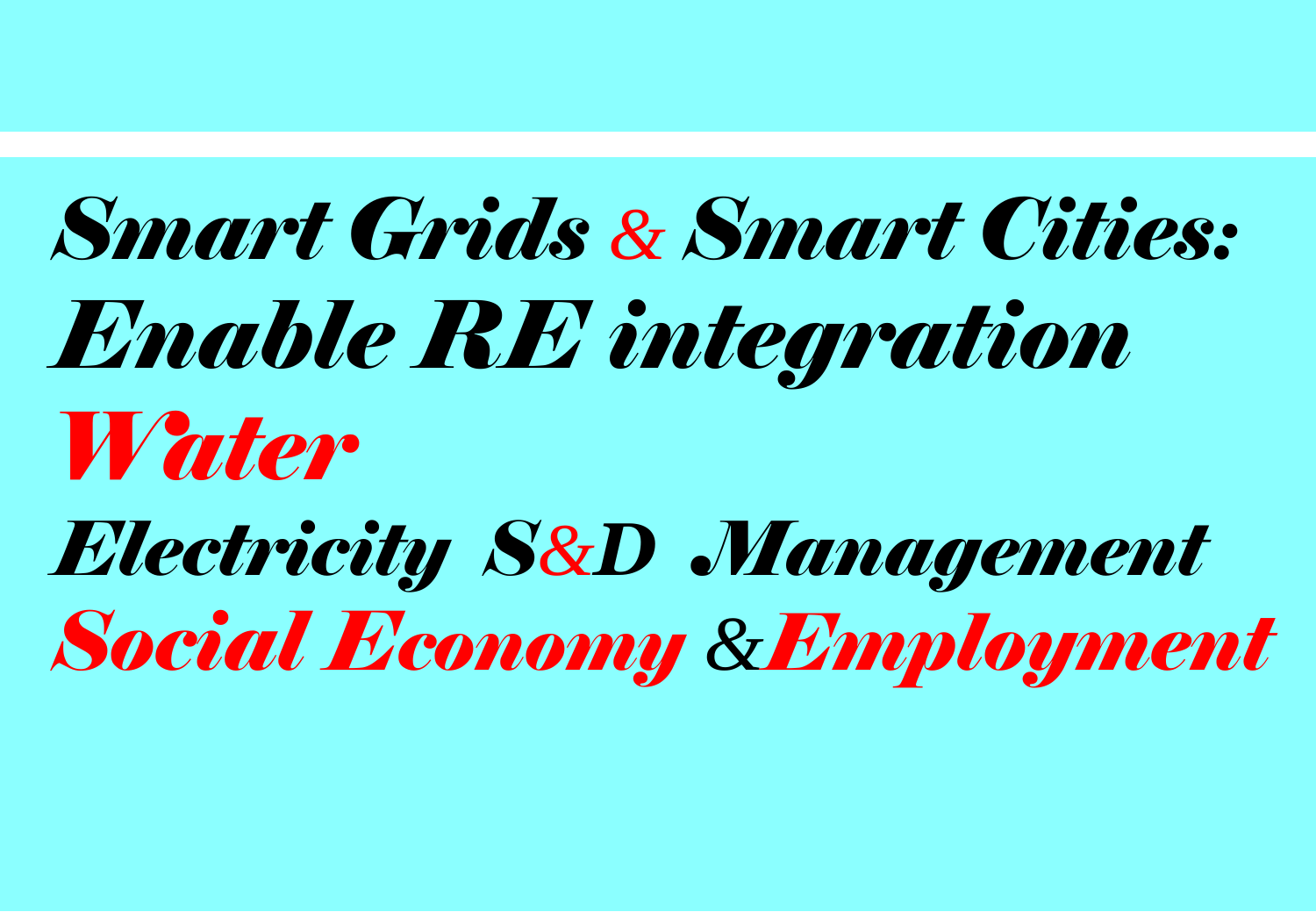# Smart Grids & Smart Cities:

## Enable RE integration

## Water

## Electricity S&D Management

## Social Economy & Employment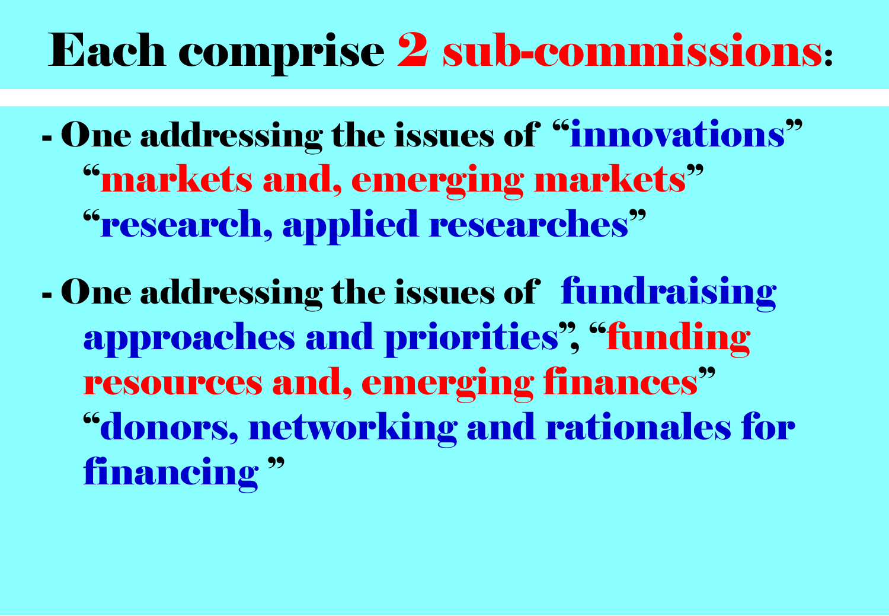# Each comprise 2 sub-commissions:

- One addressing the issues of “innovations” “markets and, emerging markets” “research, applied researches”

- One addressing the issues of fundraising approaches and priorities”, “funding resources and, emerging finances” “donors, networking and rationales for financing ”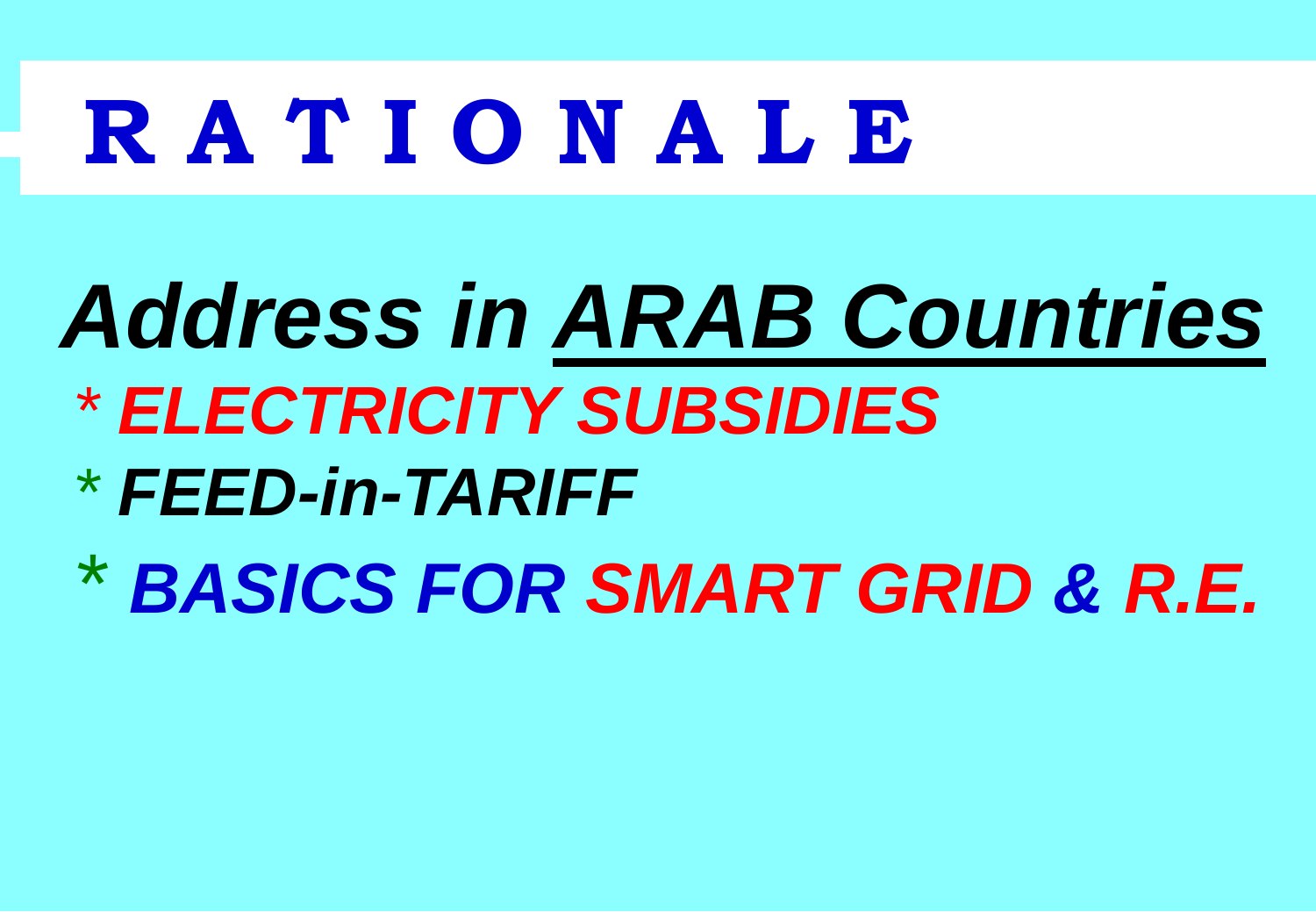# R A T I O N A L E

## *Address in ARAB Countries*

- ***ELECTRICITY SUBSIDIES***
- ***FEED-in-TARIFF***
- ***BASICS FOR SMART GRID & R.E.***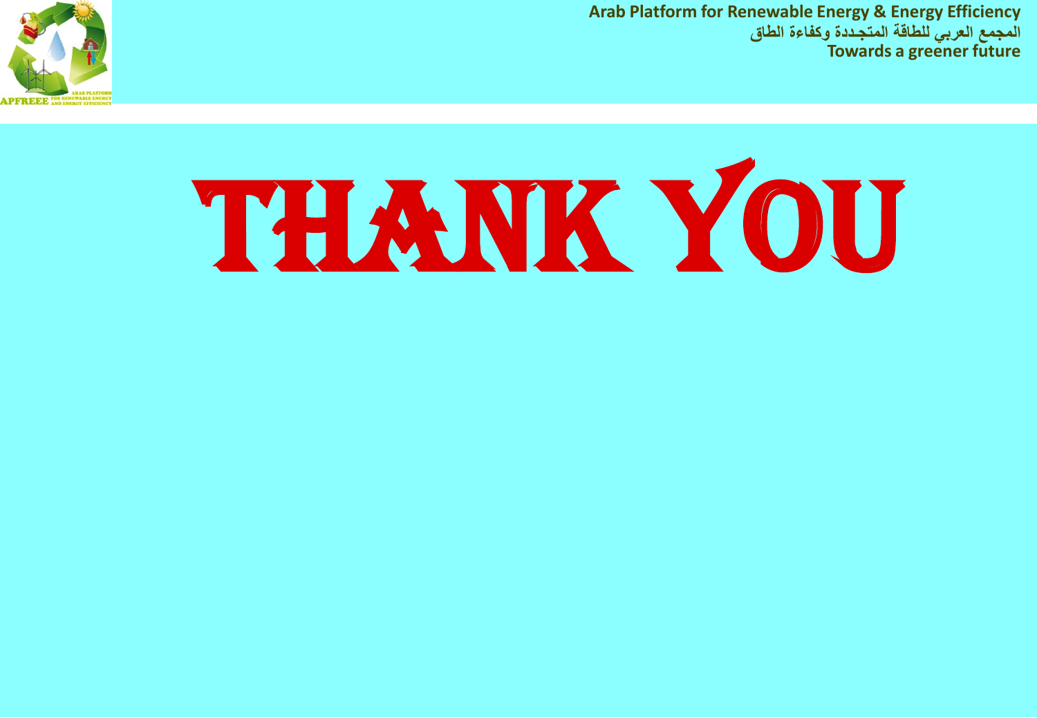# THANK YOU